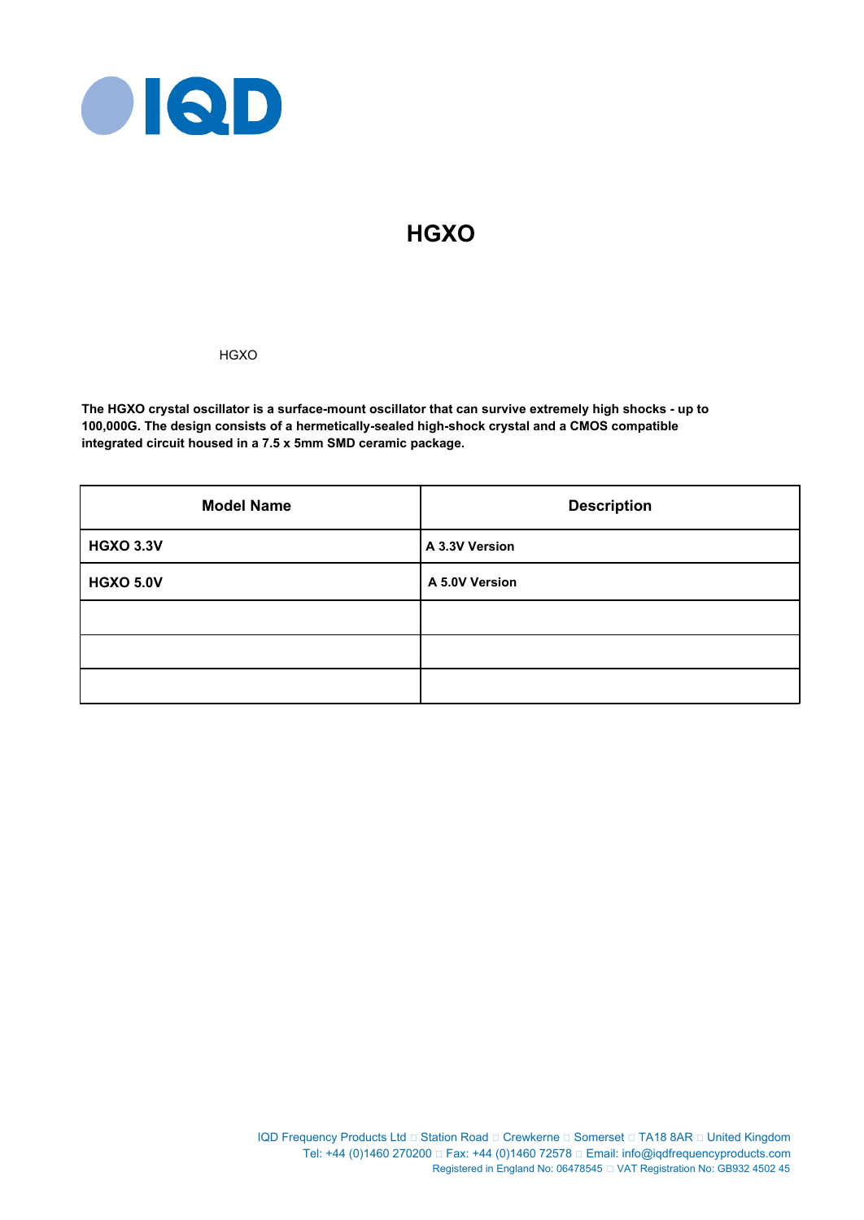# HGXO

HGXO

**The HGXO crystal oscillator is a surface-mount oscillator that can survive extremely high shocks - up to 100,000G. The design consists of a hermetically-sealed high-shock crystal and a CMOS compatible integrated circuit housed in a 7.5 x 5mm SMD ceramic package.**

| Model Name | Description |
|---|---|
| **HGXO 3.3V** | **A 3.3V Version** |
| **HGXO 5.0V** | **A 5.0V Version** |
| | |
| | |
| | |

IQD Frequency Products Ltd □ Station Road □ Crewkerne □ Somerset □ TA18 8AR □ United Kingdom
Tel: +44 (0)1460 270200 □ Fax: +44 (0)1460 72578 □ Email: info@iqdfrequencyproducts.com
Registered in England No: 06478545 □ VAT Registration No: GB932 4502 45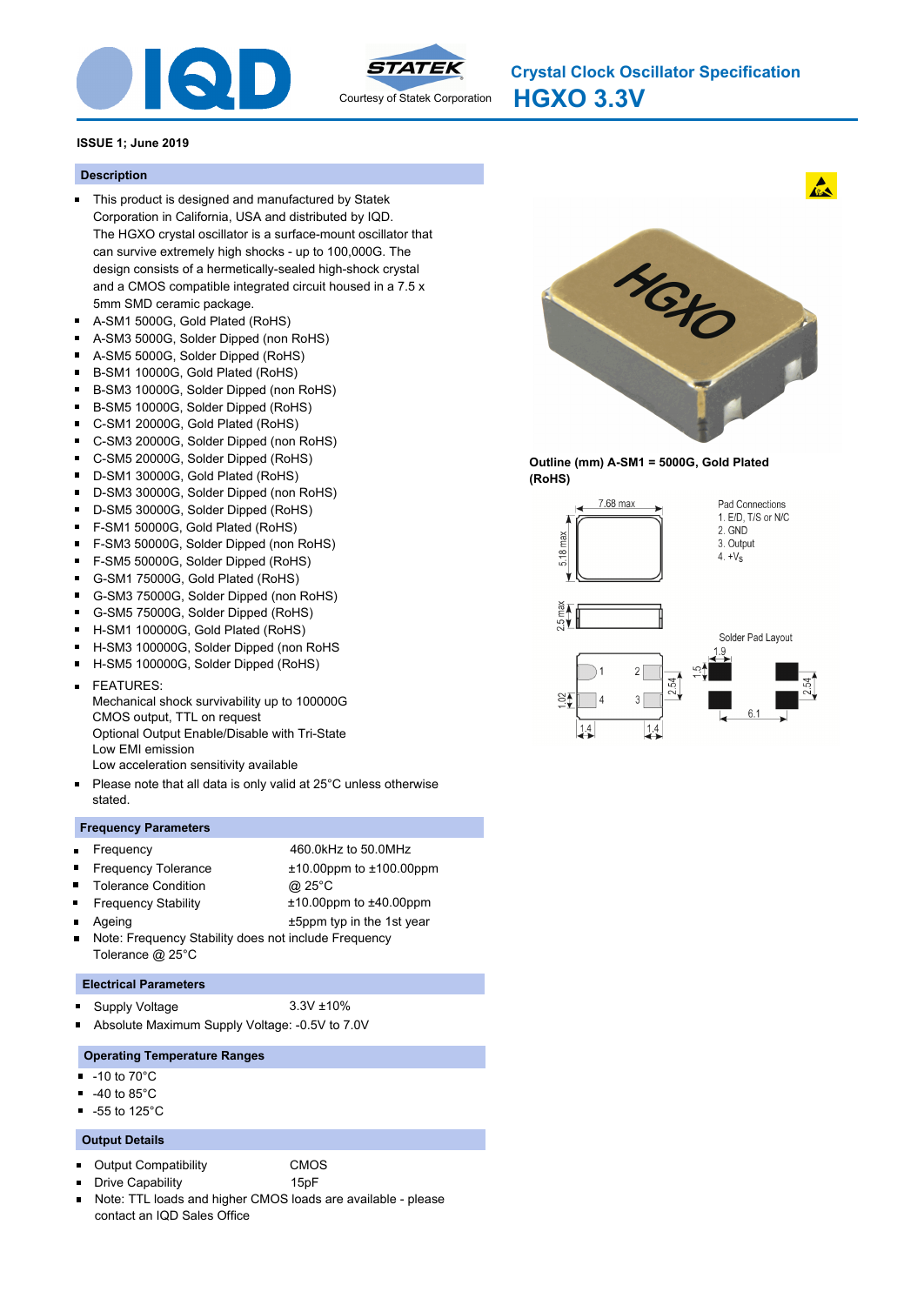# Crystal Clock Oscillator Specification

# HGXO 3.3V

Courtesy of Statek Corporation

**ISSUE 1; June 2019**

## Description

- This product is designed and manufactured by Statek Corporation in California, USA and distributed by IQD. The HGXO crystal oscillator is a surface-mount oscillator that can survive extremely high shocks - up to 100,000G. The design consists of a hermetically-sealed high-shock crystal and a CMOS compatible integrated circuit housed in a 7.5 x 5mm SMD ceramic package.
- A-SM1 5000G, Gold Plated (RoHS)
- A-SM3 5000G, Solder Dipped (non RoHS)
- A-SM5 5000G, Solder Dipped (RoHS)
- B-SM1 10000G, Gold Plated (RoHS)
- B-SM3 10000G, Solder Dipped (non RoHS)
- B-SM5 10000G, Solder Dipped (RoHS)
- C-SM1 20000G, Gold Plated (RoHS)
- C-SM3 20000G, Solder Dipped (non RoHS)
- C-SM5 20000G, Solder Dipped (RoHS)
- D-SM1 30000G, Gold Plated (RoHS)
- D-SM3 30000G, Solder Dipped (non RoHS)
- D-SM5 30000G, Solder Dipped (RoHS)
- F-SM1 50000G, Gold Plated (RoHS)
- F-SM3 50000G, Solder Dipped (non RoHS)
- F-SM5 50000G, Solder Dipped (RoHS)
- G-SM1 75000G, Gold Plated (RoHS)
- G-SM3 75000G, Solder Dipped (non RoHS)
- G-SM5 75000G, Solder Dipped (RoHS)
- H-SM1 100000G, Gold Plated (RoHS)
- H-SM3 100000G, Solder Dipped (non RoHS
- H-SM5 100000G, Solder Dipped (RoHS)
- FEATURES:
  Mechanical shock survivability up to 100000G
  CMOS output, TTL on request
  Optional Output Enable/Disable with Tri-State
  Low EMI emission
  Low acceleration sensitivity available
- Please note that all data is only valid at 25°C unless otherwise stated.

**Outline (mm) A-SM1 = 5000G, Gold Plated (RoHS)**

Pad Connections
1. E/D, T/S or N/C
2. GND
3. Output
4. $+V_S$

7.68 max; 5.18 max; 2.5 max

Solder Pad Layout

1.9; 1.5; 2.54; 1.02; 1.4; 1.4; 6.1; 2.54

## Frequency Parameters

- Frequency: 460.0kHz to 50.0MHz
- Frequency Tolerance: ±10.00ppm to ±100.00ppm
- Tolerance Condition: @ 25°C
- Frequency Stability: ±10.00ppm to ±40.00ppm
- Ageing: ±5ppm typ in the 1st year
- Note: Frequency Stability does not include Frequency Tolerance @ 25°C

## Electrical Parameters

- Supply Voltage: 3.3V ±10%
- Absolute Maximum Supply Voltage: -0.5V to 7.0V

## Operating Temperature Ranges

- -10 to 70°C
- -40 to 85°C
- -55 to 125°C

## Output Details

- Output Compatibility: CMOS
- Drive Capability: 15pF
- Note: TTL loads and higher CMOS loads are available - please contact an IQD Sales Office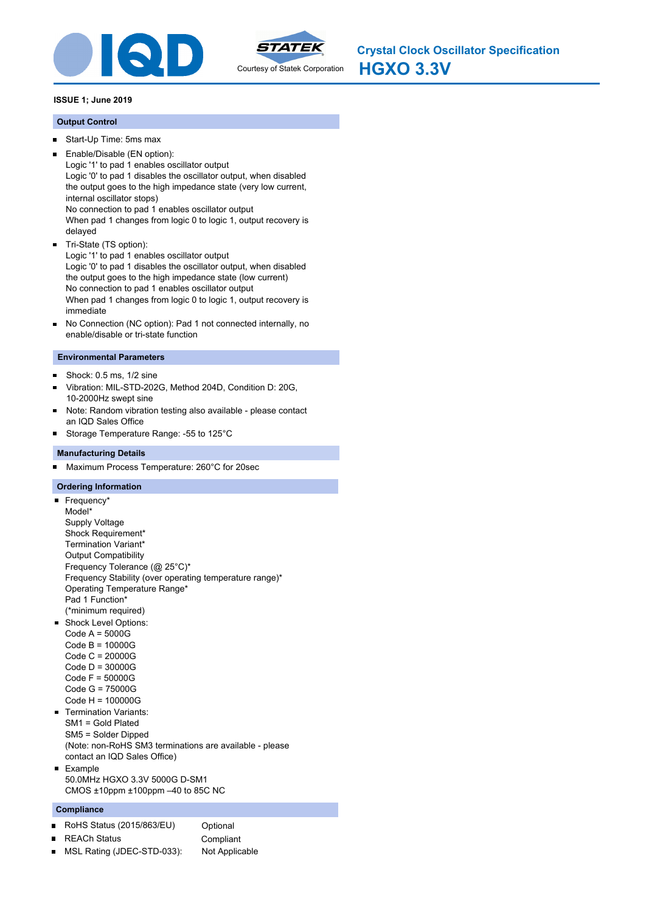# Crystal Clock Oscillator Specification

# HGXO 3.3V

Courtesy of Statek Corporation

**ISSUE 1; June 2019**

## Output Control

- Start-Up Time: 5ms max
- Enable/Disable (EN option):
  Logic '1' to pad 1 enables oscillator output
  Logic '0' to pad 1 disables the oscillator output, when disabled the output goes to the high impedance state (very low current, internal oscillator stops)
  No connection to pad 1 enables oscillator output
  When pad 1 changes from logic 0 to logic 1, output recovery is delayed
- Tri-State (TS option):
  Logic '1' to pad 1 enables oscillator output
  Logic '0' to pad 1 disables the oscillator output, when disabled the output goes to the high impedance state (low current)
  No connection to pad 1 enables oscillator output
  When pad 1 changes from logic 0 to logic 1, output recovery is immediate
- No Connection (NC option): Pad 1 not connected internally, no enable/disable or tri-state function

## Environmental Parameters

- Shock: 0.5 ms, 1/2 sine
- Vibration: MIL-STD-202G, Method 204D, Condition D: 20G, 10-2000Hz swept sine
- Note: Random vibration testing also available - please contact an IQD Sales Office
- Storage Temperature Range: -55 to 125°C

## Manufacturing Details

- Maximum Process Temperature: 260°C for 20sec

## Ordering Information

- Frequency*
  Model*
  Supply Voltage
  Shock Requirement*
  Termination Variant*
  Output Compatibility
  Frequency Tolerance (@ 25°C)*
  Frequency Stability (over operating temperature range)*
  Operating Temperature Range*
  Pad 1 Function*
  (*minimum required)
- Shock Level Options:
  Code A = 5000G
  Code B = 10000G
  Code C = 20000G
  Code D = 30000G
  Code F = 50000G
  Code G = 75000G
  Code H = 100000G
- Termination Variants:
  SM1 = Gold Plated
  SM5 = Solder Dipped
  (Note: non-RoHS SM3 terminations are available - please contact an IQD Sales Office)
- Example
  50.0MHz HGXO 3.3V 5000G D-SM1
  CMOS ±10ppm ±100ppm –40 to 85C NC

## Compliance

| | |
|---|---|
| RoHS Status (2015/863/EU) | Optional |
| REACh Status | Compliant |
| MSL Rating (JDEC-STD-033): | Not Applicable |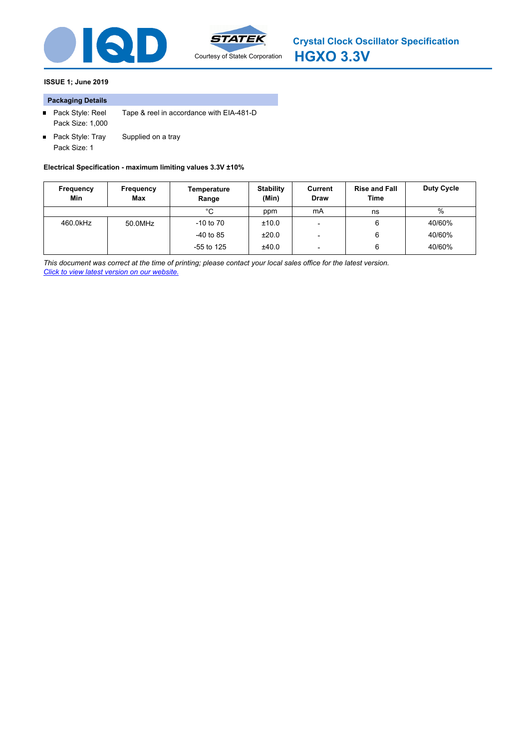IQD

STATEK
Courtesy of Statek Corporation

# Crystal Clock Oscillator Specification
# HGXO 3.3V

**ISSUE 1; June 2019**

### Packaging Details

- Pack Style: Reel — Tape & reel in accordance with EIA-481-D
  Pack Size: 1,000
- Pack Style: Tray — Supplied on a tray
  Pack Size: 1

**Electrical Specification - maximum limiting values 3.3V ±10%**

| Frequency Min | Frequency Max | Temperature Range | Stability (Min) | Current Draw | Rise and Fall Time | Duty Cycle |
|---|---|---|---|---|---|---|
| | | °C | ppm | mA | ns | % |
| 460.0kHz | 50.0MHz | -10 to 70 | ±10.0 | - | 6 | 40/60% |
| | | -40 to 85 | ±20.0 | - | 6 | 40/60% |
| | | -55 to 125 | ±40.0 | - | 6 | 40/60% |

*This document was correct at the time of printing; please contact your local sales office for the latest version.*
*Click to view latest version on our website.*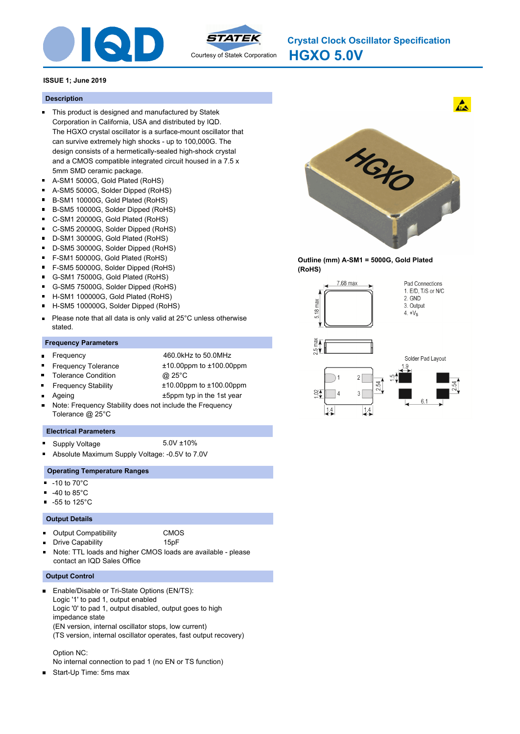# Crystal Clock Oscillator Specification

# HGXO 5.0V

Courtesy of Statek Corporation

**ISSUE 1; June 2019**

## Description

- This product is designed and manufactured by Statek Corporation in California, USA and distributed by IQD. The HGXO crystal oscillator is a surface-mount oscillator that can survive extremely high shocks - up to 100,000G. The design consists of a hermetically-sealed high-shock crystal and a CMOS compatible integrated circuit housed in a 7.5 x 5mm SMD ceramic package.
- A-SM1 5000G, Gold Plated (RoHS)
- A-SM5 5000G, Solder Dipped (RoHS)
- B-SM1 10000G, Gold Plated (RoHS)
- B-SM5 10000G, Solder Dipped (RoHS)
- C-SM1 20000G, Gold Plated (RoHS)
- C-SM5 20000G, Solder Dipped (RoHS)
- D-SM1 30000G, Gold Plated (RoHS)
- D-SM5 30000G, Solder Dipped (RoHS)
- F-SM1 50000G, Gold Plated (RoHS)
- F-SM5 50000G, Solder Dipped (RoHS)
- G-SM1 75000G, Gold Plated (RoHS)
- G-SM5 75000G, Solder Dipped (RoHS)
- H-SM1 100000G, Gold Plated (RoHS)
- H-SM5 100000G, Solder Dipped (RoHS)
- Please note that all data is only valid at 25°C unless otherwise stated.

## Frequency Parameters

- Frequency: 460.0kHz to 50.0MHz
- Frequency Tolerance: ±10.00ppm to ±100.00ppm
- Tolerance Condition: @ 25°C
- Frequency Stability: ±10.00ppm to ±100.00ppm
- Ageing: ±5ppm typ in the 1st year
- Note: Frequency Stability does not include the Frequency Tolerance @ 25°C

## Electrical Parameters

- Supply Voltage: 5.0V ±10%
- Absolute Maximum Supply Voltage: -0.5V to 7.0V

## Operating Temperature Ranges

- -10 to 70°C
- -40 to 85°C
- -55 to 125°C

## Output Details

- Output Compatibility: CMOS
- Drive Capability: 15pF
- Note: TTL loads and higher CMOS loads are available - please contact an IQD Sales Office

## Output Control

- Enable/Disable or Tri-State Options (EN/TS):
  Logic '1' to pad 1, output enabled
  Logic '0' to pad 1, output disabled, output goes to high impedance state
  (EN version, internal oscillator stops, low current)
  (TS version, internal oscillator operates, fast output recovery)

  Option NC:
  No internal connection to pad 1 (no EN or TS function)
- Start-Up Time: 5ms max

**Outline (mm) A-SM1 = 5000G, Gold Plated (RoHS)**

Dimensions: 7.68 max, 5.18 max, 2.5 max; pads 1.02, 2.54, 1.4, 1.4

Pad Connections
1. E/D, T/S or N/C
2. GND
3. Output
4. $+V_S$

Solder Pad Layout: 1.9, 1.5, 2.54, 6.1, 2.54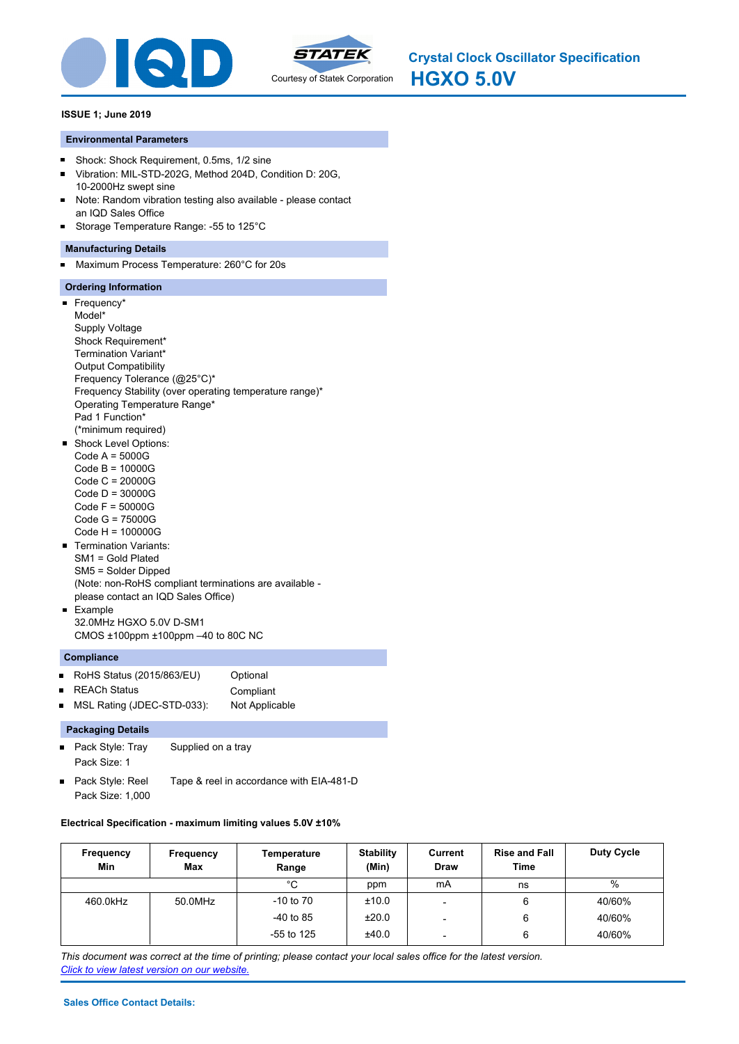# Crystal Clock Oscillator Specification

# HGXO 5.0V

Courtesy of Statek Corporation

**ISSUE 1; June 2019**

## Environmental Parameters

- Shock: Shock Requirement, 0.5ms, 1/2 sine
- Vibration: MIL-STD-202G, Method 204D, Condition D: 20G, 10-2000Hz swept sine
- Note: Random vibration testing also available - please contact an IQD Sales Office
- Storage Temperature Range: -55 to 125°C

## Manufacturing Details

- Maximum Process Temperature: 260°C for 20s

## Ordering Information

- Frequency*
  Model*
  Supply Voltage
  Shock Requirement*
  Termination Variant*
  Output Compatibility
  Frequency Tolerance (@25°C)*
  Frequency Stability (over operating temperature range)*
  Operating Temperature Range*
  Pad 1 Function*
  (*minimum required)
- Shock Level Options:
  Code A = 5000G
  Code B = 10000G
  Code C = 20000G
  Code D = 30000G
  Code F = 50000G
  Code G = 75000G
  Code H = 100000G
- Termination Variants:
  SM1 = Gold Plated
  SM5 = Solder Dipped
  (Note: non-RoHS compliant terminations are available - please contact an IQD Sales Office)
- Example
  32.0MHz HGXO 5.0V D-SM1
  CMOS ±100ppm ±100ppm –40 to 80C NC

## Compliance

- RoHS Status (2015/863/EU): Optional
- REACh Status: Compliant
- MSL Rating (JDEC-STD-033): Not Applicable

## Packaging Details

- Pack Style: Tray — Supplied on a tray
  Pack Size: 1
- Pack Style: Reel — Tape & reel in accordance with EIA-481-D
  Pack Size: 1,000

**Electrical Specification - maximum limiting values 5.0V ±10%**

| Frequency Min | Frequency Max | Temperature Range | Stability (Min) | Current Draw | Rise and Fall Time | Duty Cycle |
|---|---|---|---|---|---|---|
| | | °C | ppm | mA | ns | % |
| 460.0kHz | 50.0MHz | -10 to 70 | ±10.0 | - | 6 | 40/60% |
| | | -40 to 85 | ±20.0 | - | 6 | 40/60% |
| | | -55 to 125 | ±40.0 | - | 6 | 40/60% |

*This document was correct at the time of printing; please contact your local sales office for the latest version.*
*Click to view latest version on our website.*

**Sales Office Contact Details:**